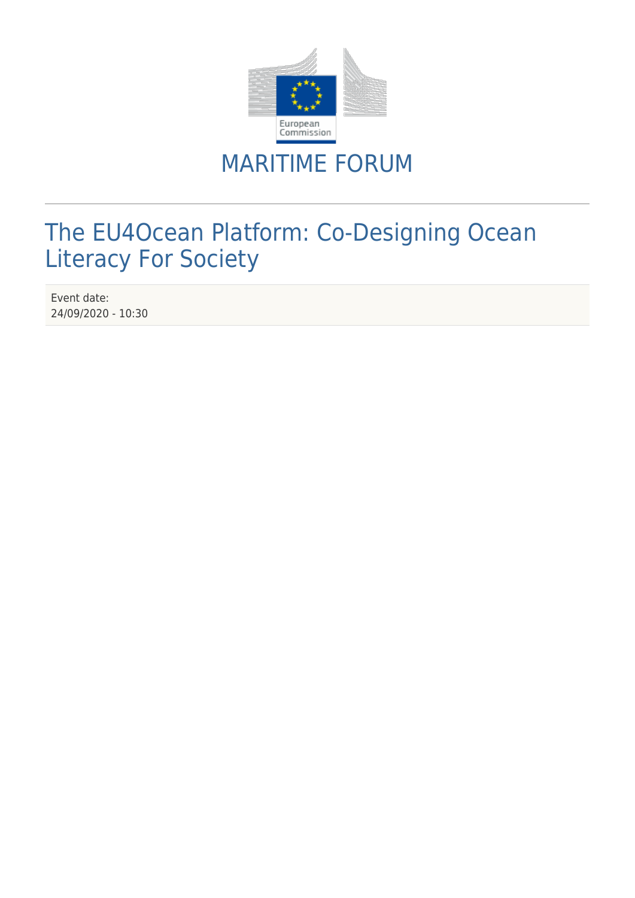# MARITIME FORUM

## The EU4Ocean Platform: Co-Designing Ocean Literacy For Society

Event date:
24/09/2020 - 10:30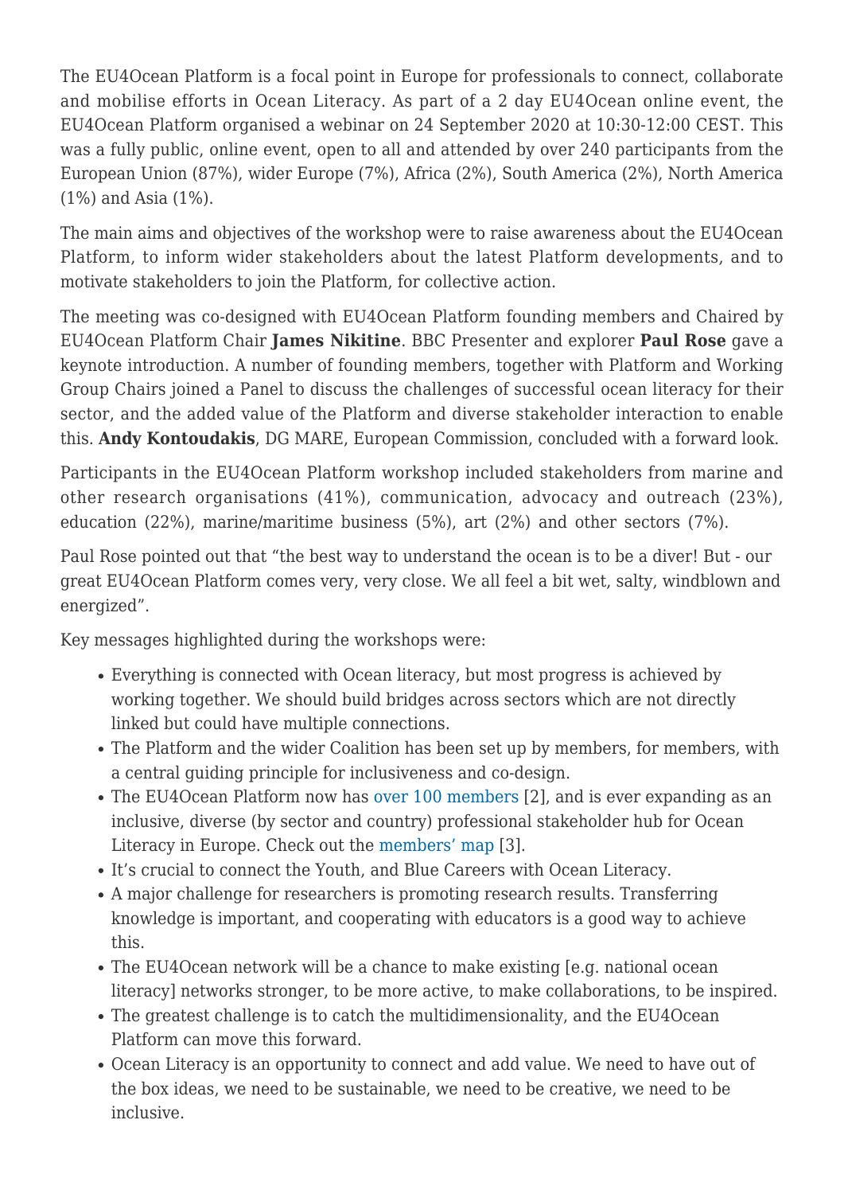The EU4Ocean Platform is a focal point in Europe for professionals to connect, collaborate and mobilise efforts in Ocean Literacy. As part of a 2 day EU4Ocean online event, the EU4Ocean Platform organised a webinar on 24 September 2020 at 10:30-12:00 CEST. This was a fully public, online event, open to all and attended by over 240 participants from the European Union (87%), wider Europe (7%), Africa (2%), South America (2%), North America (1%) and Asia (1%).

The main aims and objectives of the workshop were to raise awareness about the EU4Ocean Platform, to inform wider stakeholders about the latest Platform developments, and to motivate stakeholders to join the Platform, for collective action.

The meeting was co-designed with EU4Ocean Platform founding members and Chaired by EU4Ocean Platform Chair **James Nikitine**. BBC Presenter and explorer **Paul Rose** gave a keynote introduction. A number of founding members, together with Platform and Working Group Chairs joined a Panel to discuss the challenges of successful ocean literacy for their sector, and the added value of the Platform and diverse stakeholder interaction to enable this. **Andy Kontoudakis**, DG MARE, European Commission, concluded with a forward look.

Participants in the EU4Ocean Platform workshop included stakeholders from marine and other research organisations (41%), communication, advocacy and outreach (23%), education (22%), marine/maritime business (5%), art (2%) and other sectors (7%).

Paul Rose pointed out that "the best way to understand the ocean is to be a diver! But - our great EU4Ocean Platform comes very, very close. We all feel a bit wet, salty, windblown and energized".

Key messages highlighted during the workshops were:

- Everything is connected with Ocean literacy, but most progress is achieved by working together. We should build bridges across sectors which are not directly linked but could have multiple connections.
- The Platform and the wider Coalition has been set up by members, for members, with a central guiding principle for inclusiveness and co-design.
- The EU4Ocean Platform now has over 100 members [2], and is ever expanding as an inclusive, diverse (by sector and country) professional stakeholder hub for Ocean Literacy in Europe. Check out the members' map [3].
- It's crucial to connect the Youth, and Blue Careers with Ocean Literacy.
- A major challenge for researchers is promoting research results. Transferring knowledge is important, and cooperating with educators is a good way to achieve this.
- The EU4Ocean network will be a chance to make existing [e.g. national ocean literacy] networks stronger, to be more active, to make collaborations, to be inspired.
- The greatest challenge is to catch the multidimensionality, and the EU4Ocean Platform can move this forward.
- Ocean Literacy is an opportunity to connect and add value. We need to have out of the box ideas, we need to be sustainable, we need to be creative, we need to be inclusive.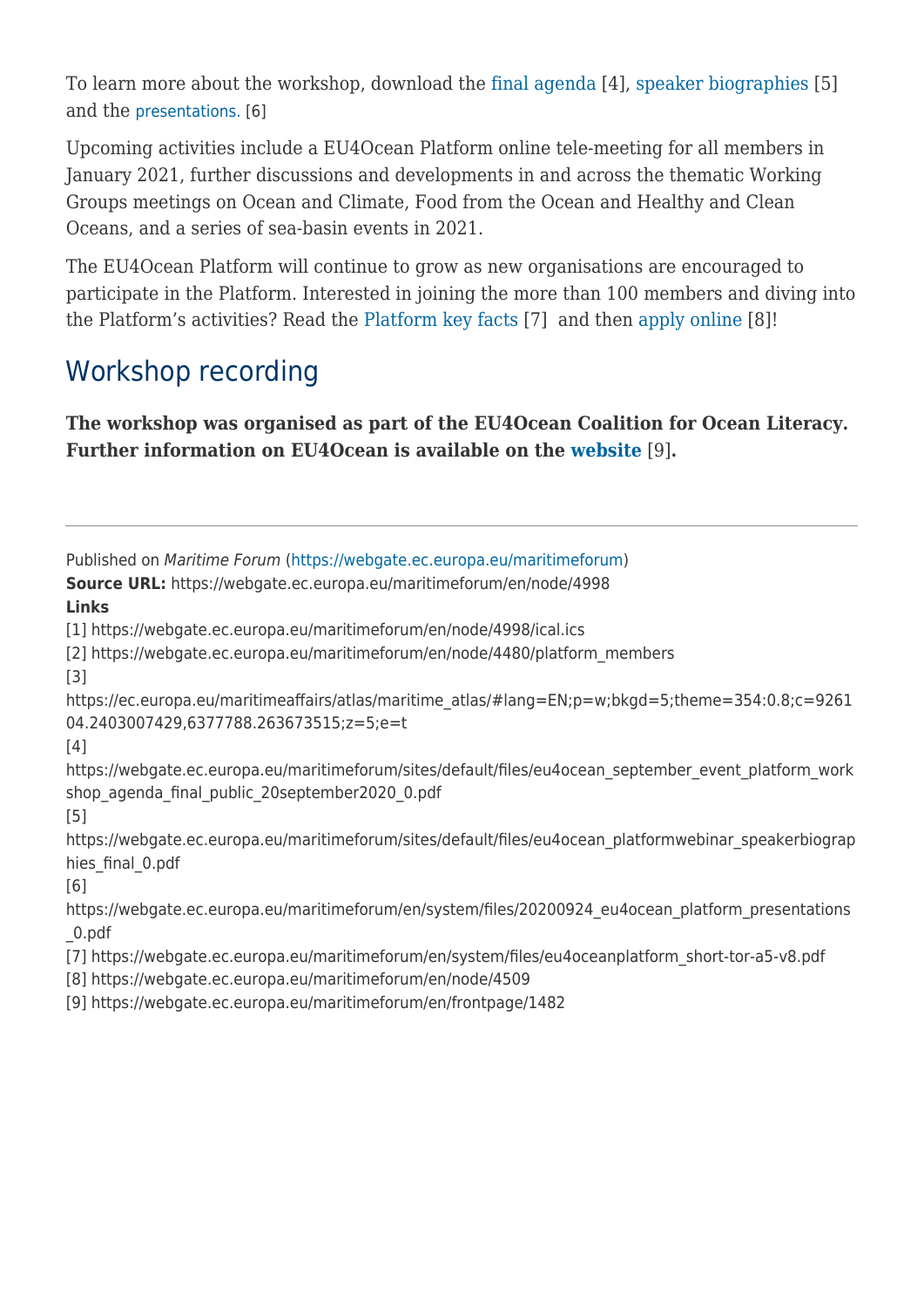To learn more about the workshop, download the final agenda [4], speaker biographies [5] and the presentations. [6]

Upcoming activities include a EU4Ocean Platform online tele-meeting for all members in January 2021, further discussions and developments in and across the thematic Working Groups meetings on Ocean and Climate, Food from the Ocean and Healthy and Clean Oceans, and a series of sea-basin events in 2021.

The EU4Ocean Platform will continue to grow as new organisations are encouraged to participate in the Platform. Interested in joining the more than 100 members and diving into the Platform's activities? Read the Platform key facts [7] and then apply online [8]!

## Workshop recording

**The workshop was organised as part of the EU4Ocean Coalition for Ocean Literacy. Further information on EU4Ocean is available on the website [9].**

---

Published on *Maritime Forum* (https://webgate.ec.europa.eu/maritimeforum)
**Source URL:** https://webgate.ec.europa.eu/maritimeforum/en/node/4998
**Links**
[1] https://webgate.ec.europa.eu/maritimeforum/en/node/4998/ical.ics
[2] https://webgate.ec.europa.eu/maritimeforum/en/node/4480/platform_members
[3] https://ec.europa.eu/maritimeaffairs/atlas/maritime_atlas/#lang=EN;p=w;bkgd=5;theme=354:0.8;c=926104.2403007429,6377788.263673515;z=5;e=t
[4] https://webgate.ec.europa.eu/maritimeforum/sites/default/files/eu4ocean_september_event_platform_workshop_agenda_final_public_20september2020_0.pdf
[5] https://webgate.ec.europa.eu/maritimeforum/sites/default/files/eu4ocean_platformwebinar_speakerbiographies_final_0.pdf
[6] https://webgate.ec.europa.eu/maritimeforum/en/system/files/20200924_eu4ocean_platform_presentations_0.pdf
[7] https://webgate.ec.europa.eu/maritimeforum/en/system/files/eu4oceanplatform_short-tor-a5-v8.pdf
[8] https://webgate.ec.europa.eu/maritimeforum/en/node/4509
[9] https://webgate.ec.europa.eu/maritimeforum/en/frontpage/1482